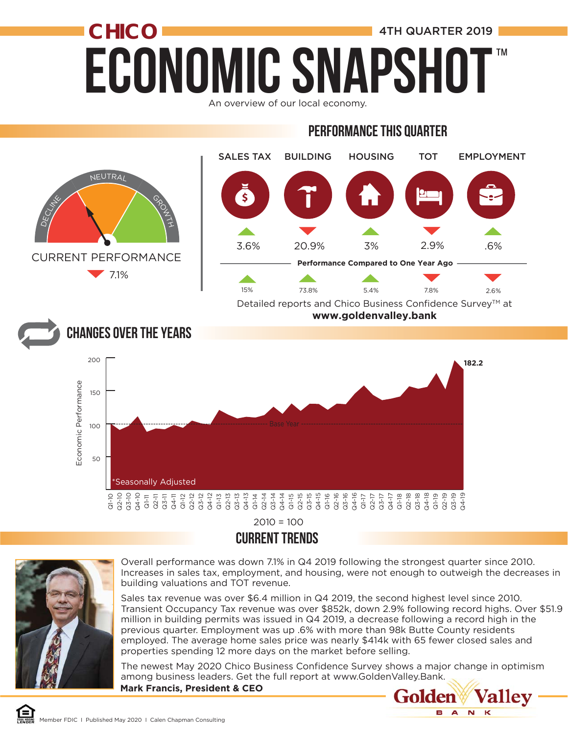# CHICO ECONOMIC SNAPSHOT™

4TH QUARTER 2019

An overview of our local economy.

## PERFORMANCE THIS QUARTER

DECLINE — NEUTRAL — GROWTH

CURRENT PERFORMANCE
▼ 7.1%

| | SALES TAX | BUILDING | HOUSING | TOT | EMPLOYMENT |
|---|---|---|---|---|---|
| This Quarter | ▲ 3.6% | ▼ 20.9% | ▲ 3% | ▼ 2.9% | ▲ .6% |
| Performance Compared to One Year Ago | ▲ 15% | ▲ 73.8% | ▲ 5.4% | ▼ 7.8% | ▼ 2.6% |

Detailed reports and Chico Business Confidence Survey™ at **www.goldenvalley.bank**

## CHANGES OVER THE YEARS

Economic Performance (Q1-10 through Q4-19), latest value: 182.2

Base Year

*Seasonally Adjusted

2010 = 100

## CURRENT TRENDS

Overall performance was down 7.1% in Q4 2019 following the strongest quarter since 2010. Increases in sales tax, employment, and housing, were not enough to outweigh the decreases in building valuations and TOT revenue.

Sales tax revenue was over $6.4 million in Q4 2019, the second highest level since 2010. Transient Occupancy Tax revenue was over $852k, down 2.9% following record highs. Over $51.9 million in building permits was issued in Q4 2019, a decrease following a record high in the previous quarter. Employment was up .6% with more than 98k Butte County residents employed. The average home sales price was nearly $414k with 65 fewer closed sales and properties spending 12 more days on the market before selling.

The newest May 2020 Chico Business Confidence Survey shows a major change in optimism among business leaders. Get the full report at www.GoldenValley.Bank.

**Mark Francis, President & CEO**

Golden Valley BANK

Member FDIC | Published May 2020 | Calen Chapman Consulting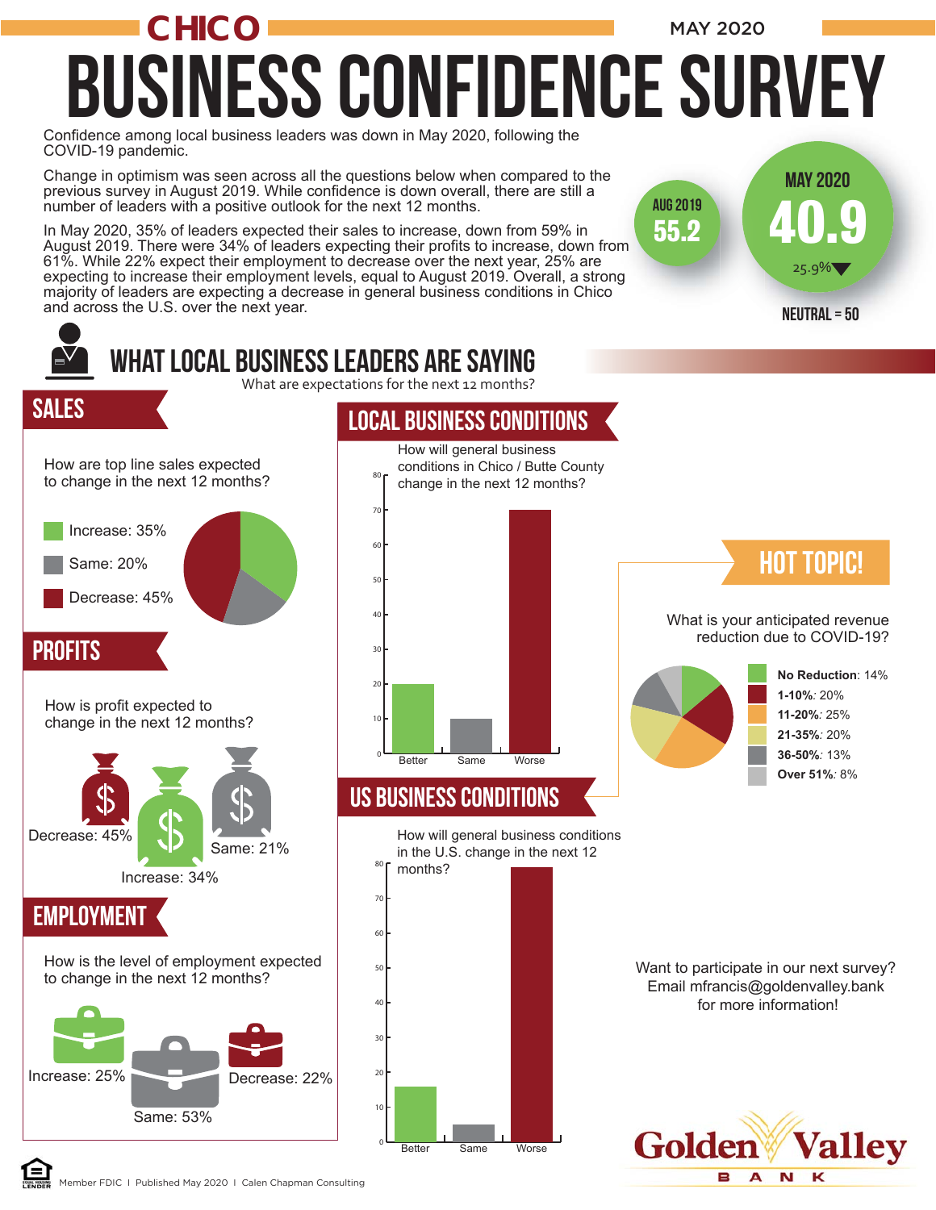# CHICO BUSINESS CONFIDENCE SURVEY

MAY 2020

Confidence among local business leaders was down in May 2020, following the COVID-19 pandemic.

Change in optimism was seen across all the questions below when compared to the previous survey in August 2019. While confidence is down overall, there are still a number of leaders with a positive outlook for the next 12 months.

In May 2020, 35% of leaders expected their sales to increase, down from 59% in August 2019. There were 34% of leaders expecting their profits to increase, down from 61%. While 22% expect their employment to decrease over the next year, 25% are expecting to increase their employment levels, equal to August 2019. Overall, a strong majority of leaders are expecting a decrease in general business conditions in Chico and across the U.S. over the next year.

AUG 2019: 55.2

MAY 2020: 40.9 (25.9% ▼)

NEUTRAL = 50

## WHAT LOCAL BUSINESS LEADERS ARE SAYING

What are expectations for the next 12 months?

### SALES

How are top line sales expected to change in the next 12 months?

- Increase: 35%
- Same: 20%
- Decrease: 45%

### PROFITS

How is profit expected to change in the next 12 months?

- Decrease: 45%
- Increase: 34%
- Same: 21%

### EMPLOYMENT

How is the level of employment expected to change in the next 12 months?

- Increase: 25%
- Same: 53%
- Decrease: 22%

### LOCAL BUSINESS CONDITIONS

How will general business conditions in Chico / Butte County change in the next 12 months?

| Better | Same | Worse |
|---|---|---|
| 20 | 10 | 70 |

### US BUSINESS CONDITIONS

How will general business conditions in the U.S. change in the next 12 months?

| Better | Same | Worse |
|---|---|---|
| 16 | 5 | 79 |

### HOT TOPIC!

What is your anticipated revenue reduction due to COVID-19?

- **No Reduction**: 14%
- **1-10%**: 20%
- **11-20%**: 25%
- **21-35%**: 20%
- **36-50%**: 13%
- **Over 51%**: 8%

Want to participate in our next survey? Email mfrancis@goldenvalley.bank for more information!

Golden Valley BANK

Member FDIC | Published May 2020 | Calen Chapman Consulting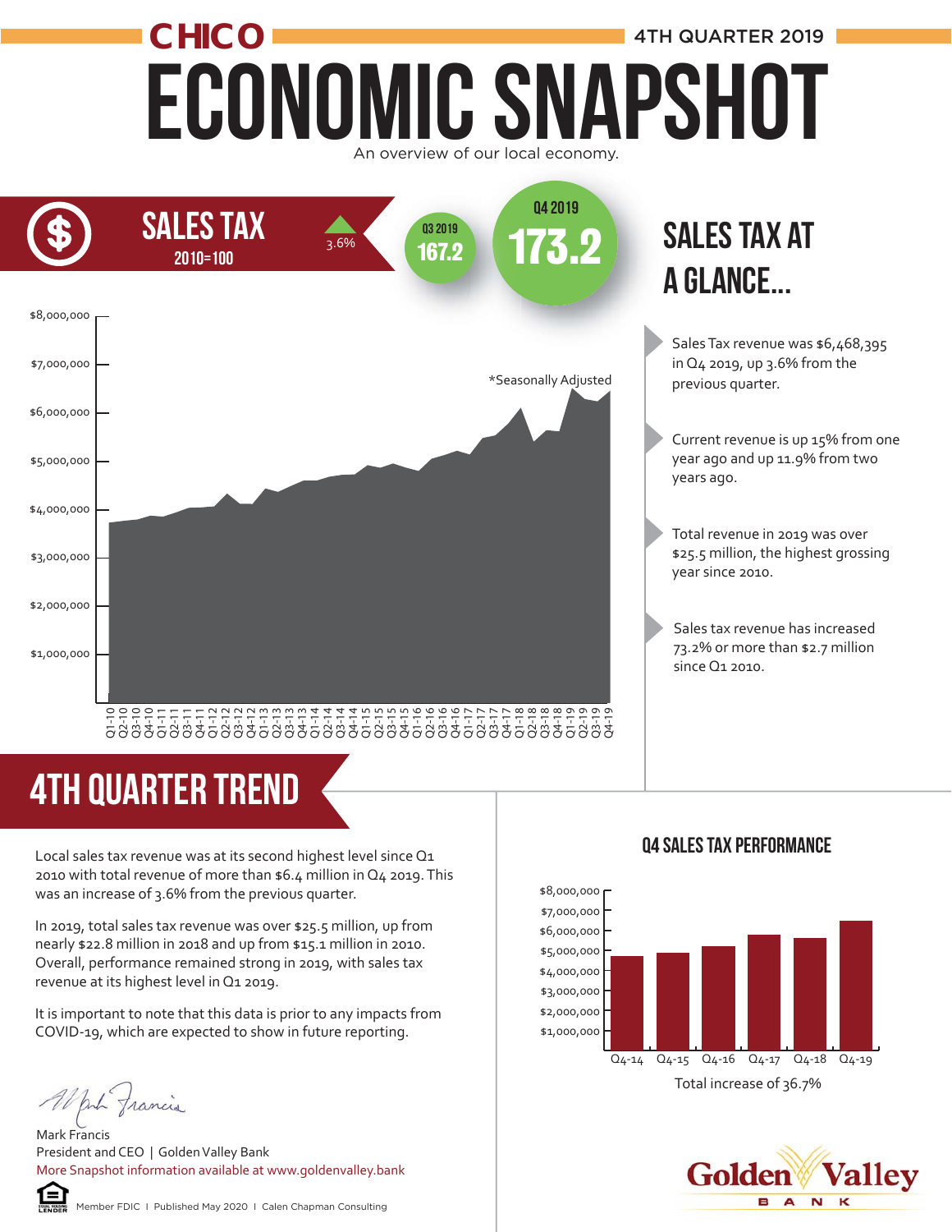# CHICO

4TH QUARTER 2019

# ECONOMIC SNAPSHOT

An overview of our local economy.

## SALES TAX

2010=100

▲ 3.6%

Q3 2019: **167.2**

Q4 2019: **173.2**

*Seasonally Adjusted

## SALES TAX AT A GLANCE...

- Sales Tax revenue was $6,468,395 in Q4 2019, up 3.6% from the previous quarter.
- Current revenue is up 15% from one year ago and up 11.9% from two years ago.
- Total revenue in 2019 was over $25.5 million, the highest grossing year since 2010.
- Sales tax revenue has increased 73.2% or more than $2.7 million since Q1 2010.

## 4TH QUARTER TREND

Local sales tax revenue was at its second highest level since Q1 2010 with total revenue of more than $6.4 million in Q4 2019. This was an increase of 3.6% from the previous quarter.

In 2019, total sales tax revenue was over $25.5 million, up from nearly $22.8 million in 2018 and up from $15.1 million in 2010. Overall, performance remained strong in 2019, with sales tax revenue at its highest level in Q1 2019.

It is important to note that this data is prior to any impacts from COVID-19, which are expected to show in future reporting.

### Q4 SALES TAX PERFORMANCE

Total increase of 36.7%

Mark Francis
President and CEO | Golden Valley Bank
More Snapshot information available at www.goldenvalley.bank

Member FDIC | Published May 2020 | Calen Chapman Consulting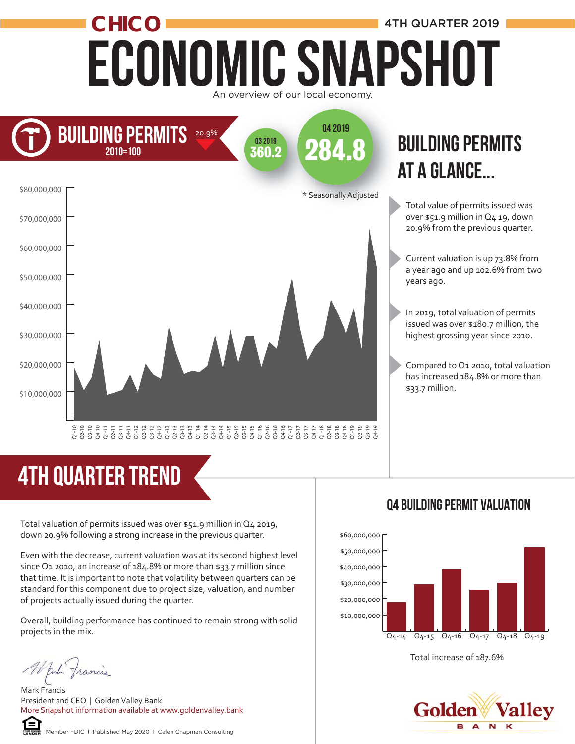# CHICO ECONOMIC SNAPSHOT

4TH QUARTER 2019

An overview of our local economy.

## BUILDING PERMITS

2010=100

20.9%

Q3 2019: 360.2

Q4 2019: 284.8

\* Seasonally Adjusted

## BUILDING PERMITS AT A GLANCE...

- Total value of permits issued was over $51.9 million in Q4 19, down 20.9% from the previous quarter.
- Current valuation is up 73.8% from a year ago and up 102.6% from two years ago.
- In 2019, total valuation of permits issued was over $180.7 million, the highest grossing year since 2010.
- Compared to Q1 2010, total valuation has increased 184.8% or more than $33.7 million.

## 4TH QUARTER TREND

Total valuation of permits issued was over $51.9 million in Q4 2019, down 20.9% following a strong increase in the previous quarter.

Even with the decrease, current valuation was at its second highest level since Q1 2010, an increase of 184.8% or more than $33.7 million since that time. It is important to note that volatility between quarters can be standard for this component due to project size, valuation, and number of projects actually issued during the quarter.

Overall, building performance has continued to remain strong with solid projects in the mix.

Mark Francis
President and CEO | Golden Valley Bank
More Snapshot information available at www.goldenvalley.bank

### Q4 BUILDING PERMIT VALUATION

Total increase of 187.6%

Member FDIC I Published May 2020 I Calen Chapman Consulting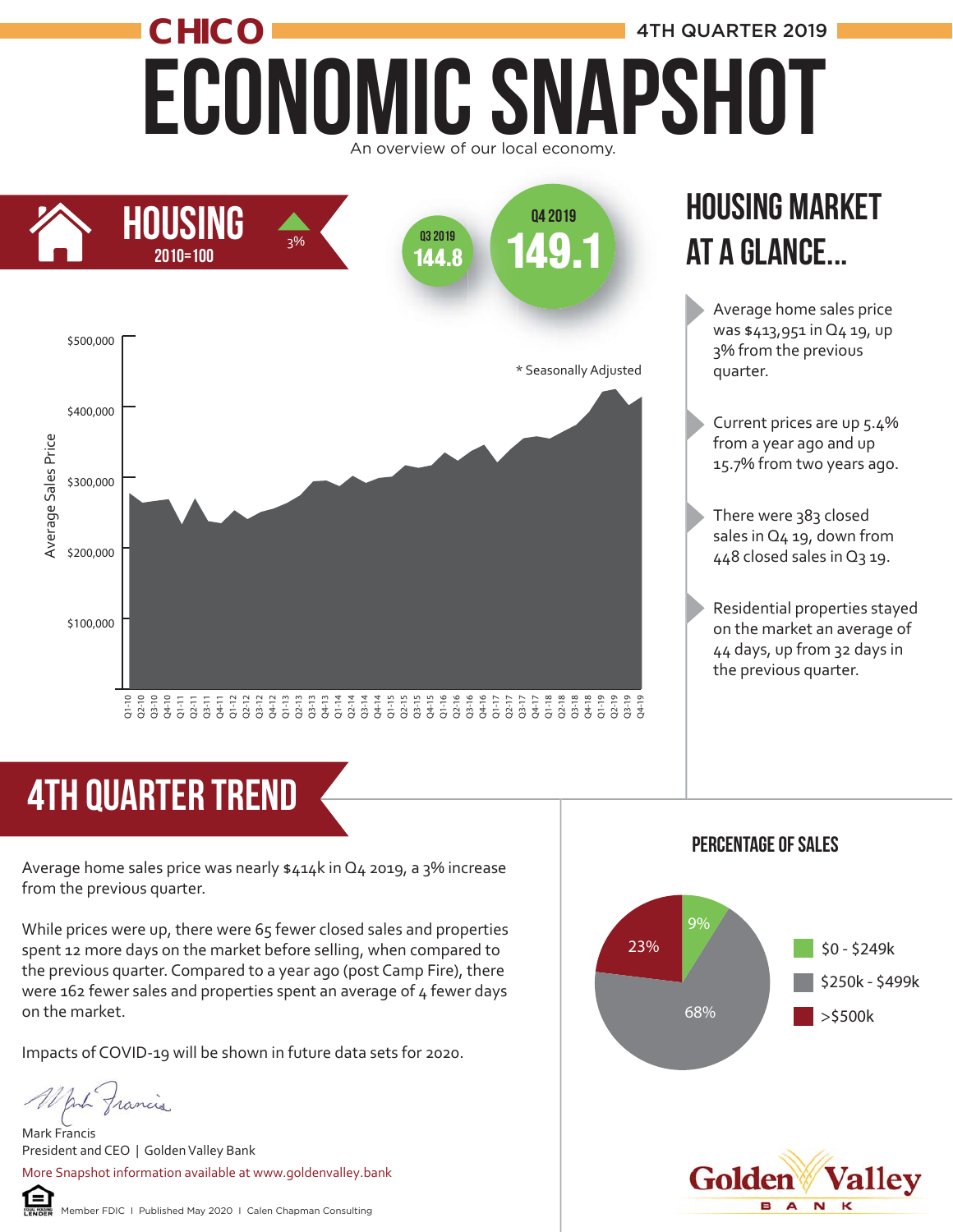# CHICO — 4TH QUARTER 2019

# ECONOMIC SNAPSHOT

An overview of our local economy.

## HOUSING

2010=100

3%

Q3 2019: 144.8

Q4 2019: 149.1

\* Seasonally Adjusted

Average Sales Price

## HOUSING MARKET AT A GLANCE...

- Average home sales price was $413,951 in Q4 19, up 3% from the previous quarter.
- Current prices are up 5.4% from a year ago and up 15.7% from two years ago.
- There were 383 closed sales in Q4 19, down from 448 closed sales in Q3 19.
- Residential properties stayed on the market an average of 44 days, up from 32 days in the previous quarter.

## 4TH QUARTER TREND

Average home sales price was nearly $414k in Q4 2019, a 3% increase from the previous quarter.

While prices were up, there were 65 fewer closed sales and properties spent 12 more days on the market before selling, when compared to the previous quarter. Compared to a year ago (post Camp Fire), there were 162 fewer sales and properties spent an average of 4 fewer days on the market.

Impacts of COVID-19 will be shown in future data sets for 2020.

Mark Francis
President and CEO | Golden Valley Bank

More Snapshot information available at www.goldenvalley.bank

### PERCENTAGE OF SALES

| Price Range | Percentage |
|---|---|
| $0 - $249k | 9% |
| $250k - $499k | 68% |
| >$500k | 23% |

Golden Valley Bank

Member FDIC | Published May 2020 | Calen Chapman Consulting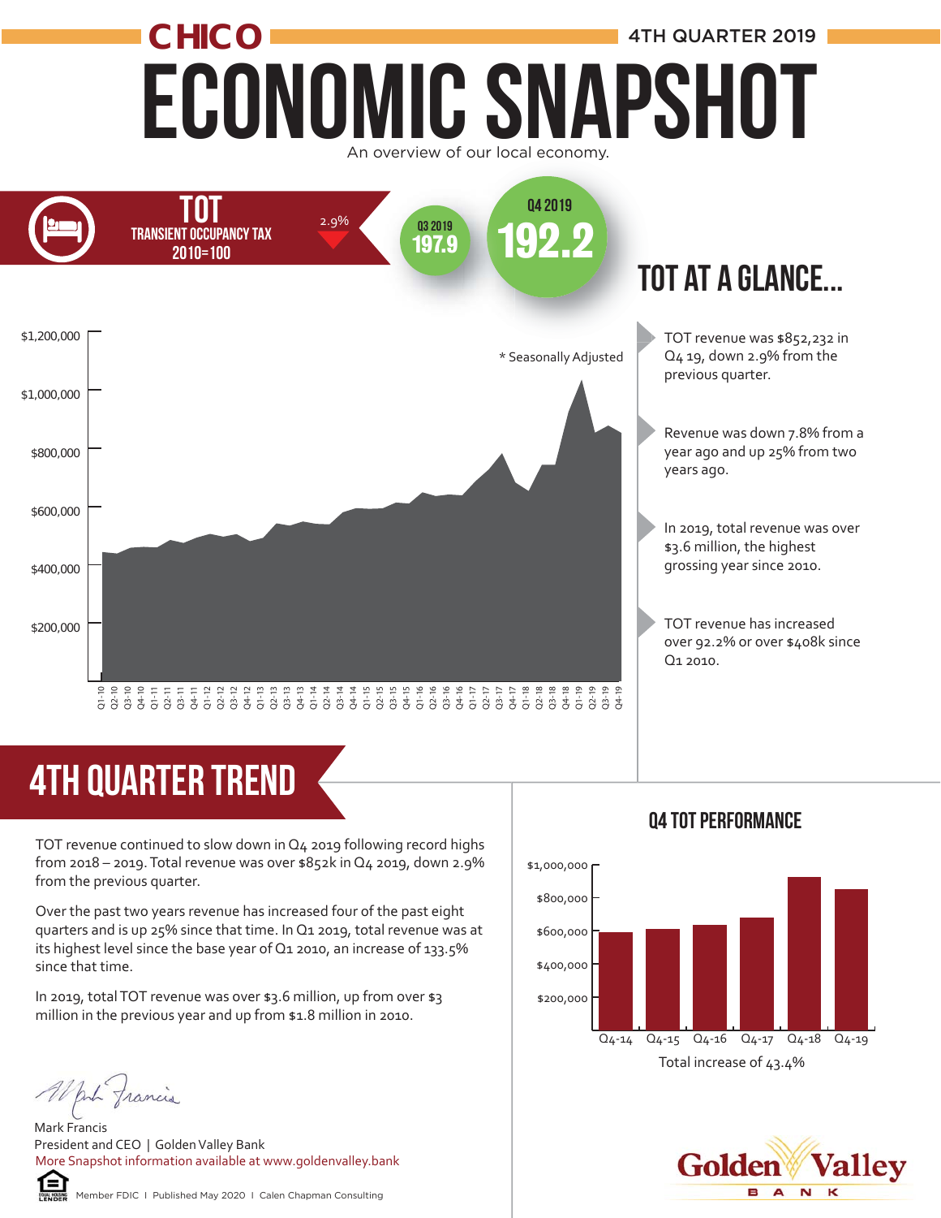# CHICO ECONOMIC SNAPSHOT

4TH QUARTER 2019

An overview of our local economy.

## TOT

TRANSIENT OCCUPANCY TAX

2010=100

2.9% ▼

Q3 2019: 197.9

Q4 2019: 192.2

* Seasonally Adjusted

## TOT AT A GLANCE...

- TOT revenue was $852,232 in Q4 19, down 2.9% from the previous quarter.
- Revenue was down 7.8% from a year ago and up 25% from two years ago.
- In 2019, total revenue was over $3.6 million, the highest grossing year since 2010.
- TOT revenue has increased over 92.2% or over $408k since Q1 2010.

## 4TH QUARTER TREND

TOT revenue continued to slow down in Q4 2019 following record highs from 2018 – 2019. Total revenue was over $852k in Q4 2019, down 2.9% from the previous quarter.

Over the past two years revenue has increased four of the past eight quarters and is up 25% since that time. In Q1 2019, total revenue was at its highest level since the base year of Q1 2010, an increase of 133.5% since that time.

In 2019, total TOT revenue was over $3.6 million, up from over $3 million in the previous year and up from $1.8 million in 2010.

### Q4 TOT PERFORMANCE

Total increase of 43.4%

Mark Francis
President and CEO | Golden Valley Bank
More Snapshot information available at www.goldenvalley.bank

Member FDIC | Published May 2020 | Calen Chapman Consulting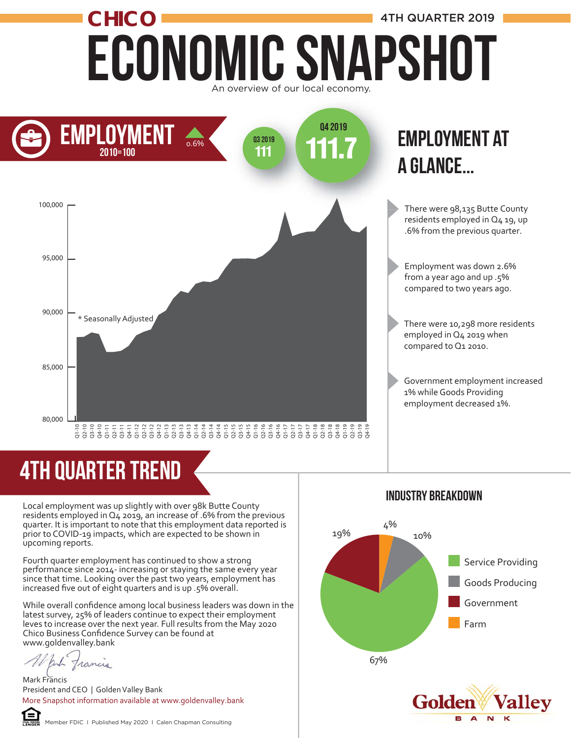# CHICO ECONOMIC SNAPSHOT

4TH QUARTER 2019

An overview of our local economy.

## EMPLOYMENT

2010=100

▲ 0.6%

Q3 2019
111

Q4 2019
111.7

100,000
95,000
90,000
85,000
80,000

* Seasonally Adjusted

Q1-10 Q2-10 Q3-10 Q4-10 Q1-11 Q2-11 Q3-11 Q4-11 Q1-12 Q2-12 Q3-12 Q4-12 Q1-13 Q2-13 Q3-13 Q4-13 Q1-14 Q2-14 Q3-14 Q4-14 Q1-15 Q2-15 Q3-15 Q4-15 Q1-16 Q2-16 Q3-16 Q4-16 Q1-17 Q2-17 Q3-17 Q4-17 Q1-18 Q2-18 Q3-18 Q4-18 Q1-19 Q2-19 Q3-19 Q4-19

## EMPLOYMENT AT A GLANCE...

- There were 98,135 Butte County residents employed in Q4 19, up .6% from the previous quarter.
- Employment was down 2.6% from a year ago and up .5% compared to two years ago.
- There were 10,298 more residents employed in Q4 2019 when compared to Q1 2010.
- Government employment increased 1% while Goods Providing employment decreased 1%.

## 4TH QUARTER TREND

Local employment was up slightly with over 98k Butte County residents employed in Q4 2019, an increase of .6% from the previous quarter. It is important to note that this employment data reported is prior to COVID-19 impacts, which are expected to be shown in upcoming reports.

Fourth quarter employment has continued to show a strong performance since 2014- increasing or staying the same every year since that time. Looking over the past two years, employment has increased five out of eight quarters and is up .5% overall.

While overall confidence among local business leaders was down in the latest survey, 25% of leaders continue to expect their employment leves to increase over the next year. Full results from the May 2020 Chico Business Confidence Survey can be found at www.goldenvalley.bank

Mark Francis
President and CEO | Golden Valley Bank
More Snapshot information available at www.goldenvalley.bank

## INDUSTRY BREAKDOWN

19%
4%
10%
67%

Service Providing
Goods Producing
Government
Farm

Golden Valley BANK

Member FDIC | Published May 2020 | Calen Chapman Consulting